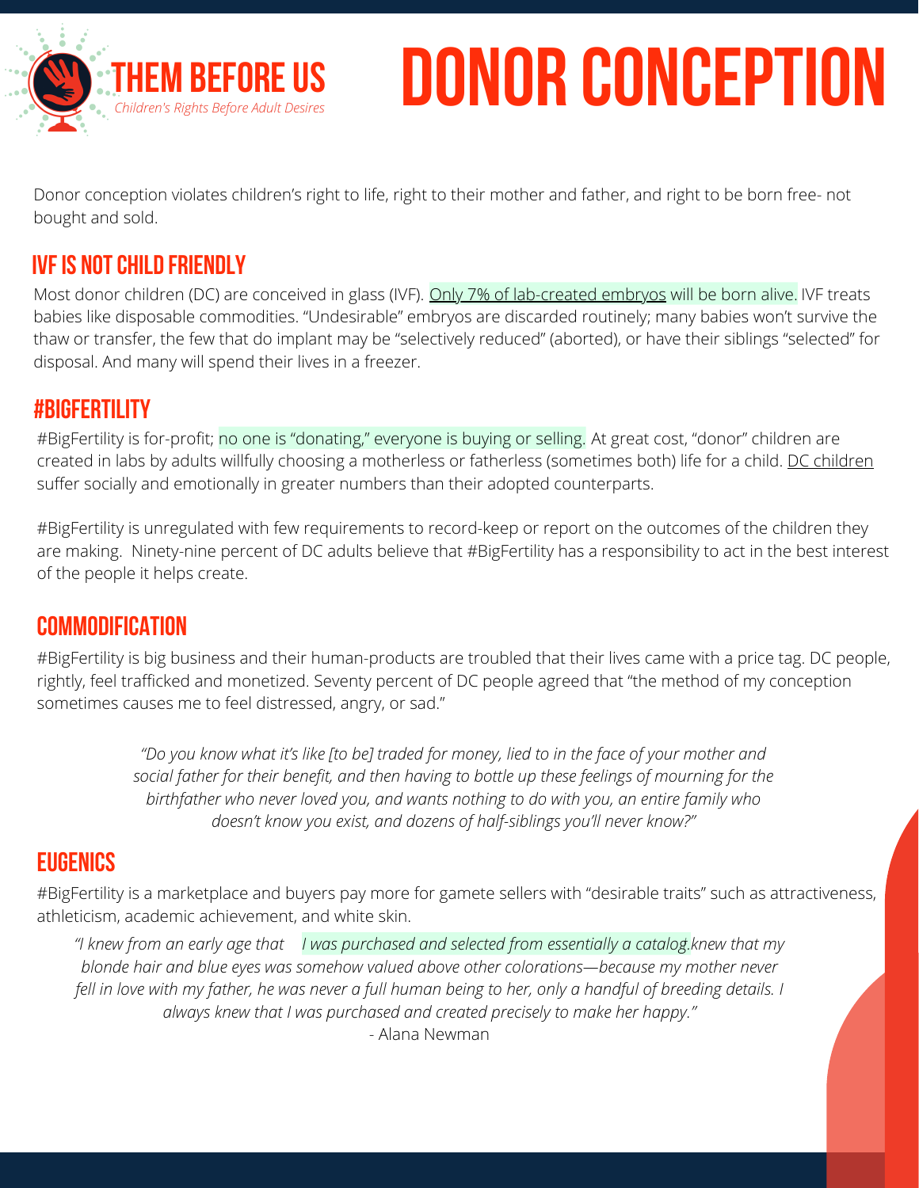THEM BEFORE US
*Children's Rights Before Adult Desires*

# DONOR CONCEPTION

Donor conception violates children's right to life, right to their mother and father, and right to be born free- not bought and sold.

## IVF IS NOT CHILD FRIENDLY

Most donor children (DC) are conceived in glass (IVF). Only 7% of lab-created embryos will be born alive. IVF treats babies like disposable commodities. "Undesirable" embryos are discarded routinely; many babies won't survive the thaw or transfer, the few that do implant may be "selectively reduced" (aborted), or have their siblings "selected" for disposal. And many will spend their lives in a freezer.

## #BIGFERTILITY

#BigFertility is for-profit; no one is "donating," everyone is buying or selling. At great cost, "donor" children are created in labs by adults willfully choosing a motherless or fatherless (sometimes both) life for a child. DC children suffer socially and emotionally in greater numbers than their adopted counterparts.

#BigFertility is unregulated with few requirements to record-keep or report on the outcomes of the children they are making. Ninety-nine percent of DC adults believe that #BigFertility has a responsibility to act in the best interest of the people it helps create.

## COMMODIFICATION

#BigFertility is big business and their human-products are troubled that their lives came with a price tag. DC people, rightly, feel trafficked and monetized. Seventy percent of DC people agreed that "the method of my conception sometimes causes me to feel distressed, angry, or sad."

> *"Do you know what it's like [to be] traded for money, lied to in the face of your mother and social father for their benefit, and then having to bottle up these feelings of mourning for the birthfather who never loved you, and wants nothing to do with you, an entire family who doesn't know you exist, and dozens of half-siblings you'll never know?"*

## EUGENICS

#BigFertility is a marketplace and buyers pay more for gamete sellers with "desirable traits" such as attractiveness, athleticism, academic achievement, and white skin.

> *"I knew from an early age that I was purchased and selected from essentially a catalog. knew that my blonde hair and blue eyes was somehow valued above other colorations—because my mother never fell in love with my father, he was never a full human being to her, only a handful of breeding details. I always knew that I was purchased and created precisely to make her happy."*
>
> \- Alana Newman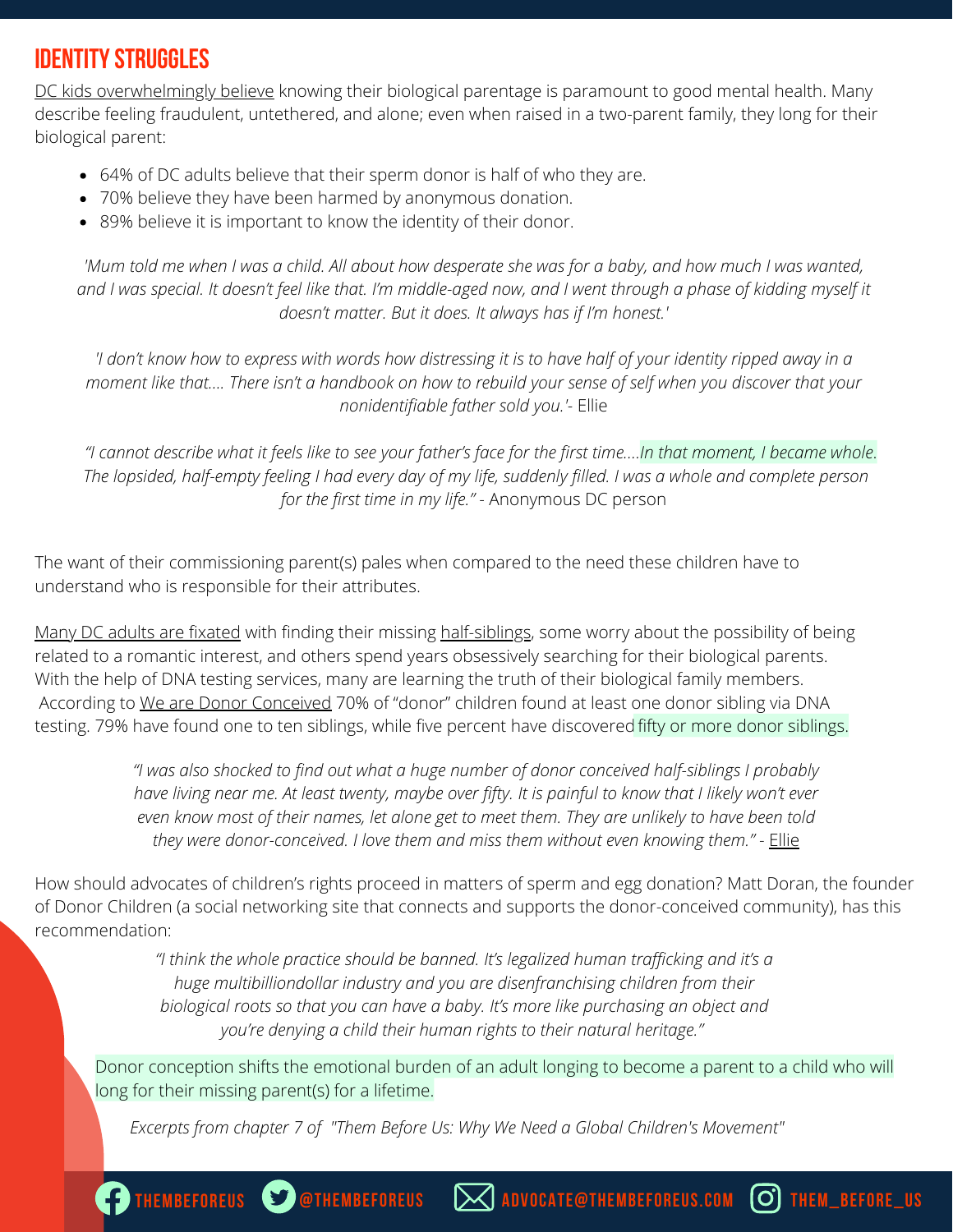## IDENTITY STRUGGLES

DC kids overwhelmingly believe knowing their biological parentage is paramount to good mental health. Many describe feeling fraudulent, untethered, and alone; even when raised in a two-parent family, they long for their biological parent:

- 64% of DC adults believe that their sperm donor is half of who they are.
- 70% believe they have been harmed by anonymous donation.
- 89% believe it is important to know the identity of their donor.

> *'Mum told me when I was a child. All about how desperate she was for a baby, and how much I was wanted, and I was special. It doesn't feel like that. I'm middle-aged now, and I went through a phase of kidding myself it doesn't matter. But it does. It always has if I'm honest.'*

> *'I don't know how to express with words how distressing it is to have half of your identity ripped away in a moment like that.... There isn't a handbook on how to rebuild your sense of self when you discover that your nonidentifiable father sold you.'*- Ellie

> *"I cannot describe what it feels like to see your father's face for the first time....In that moment, I became whole. The lopsided, half-empty feeling I had every day of my life, suddenly filled. I was a whole and complete person for the first time in my life."* - Anonymous DC person

The want of their commissioning parent(s) pales when compared to the need these children have to understand who is responsible for their attributes.

Many DC adults are fixated with finding their missing half-siblings, some worry about the possibility of being related to a romantic interest, and others spend years obsessively searching for their biological parents. With the help of DNA testing services, many are learning the truth of their biological family members. According to We are Donor Conceived 70% of "donor" children found at least one donor sibling via DNA testing. 79% have found one to ten siblings, while five percent have discovered fifty or more donor siblings.

> *"I was also shocked to find out what a huge number of donor conceived half-siblings I probably have living near me. At least twenty, maybe over fifty. It is painful to know that I likely won't ever even know most of their names, let alone get to meet them. They are unlikely to have been told they were donor-conceived. I love them and miss them without even knowing them."* - Ellie

How should advocates of children's rights proceed in matters of sperm and egg donation? Matt Doran, the founder of Donor Children (a social networking site that connects and supports the donor-conceived community), has this recommendation:

> *"I think the whole practice should be banned. It's legalized human trafficking and it's a huge multibilliondollar industry and you are disenfranchising children from their biological roots so that you can have a baby. It's more like purchasing an object and you're denying a child their human rights to their natural heritage."*

Donor conception shifts the emotional burden of an adult longing to become a parent to a child who will long for their missing parent(s) for a lifetime.

*Excerpts from chapter 7 of "Them Before Us: Why We Need a Global Children's Movement"*

THEMBEFOREUS @THEMBEFOREUS ADVOCATE@THEMBEFOREUS.COM THEM_BEFORE_US